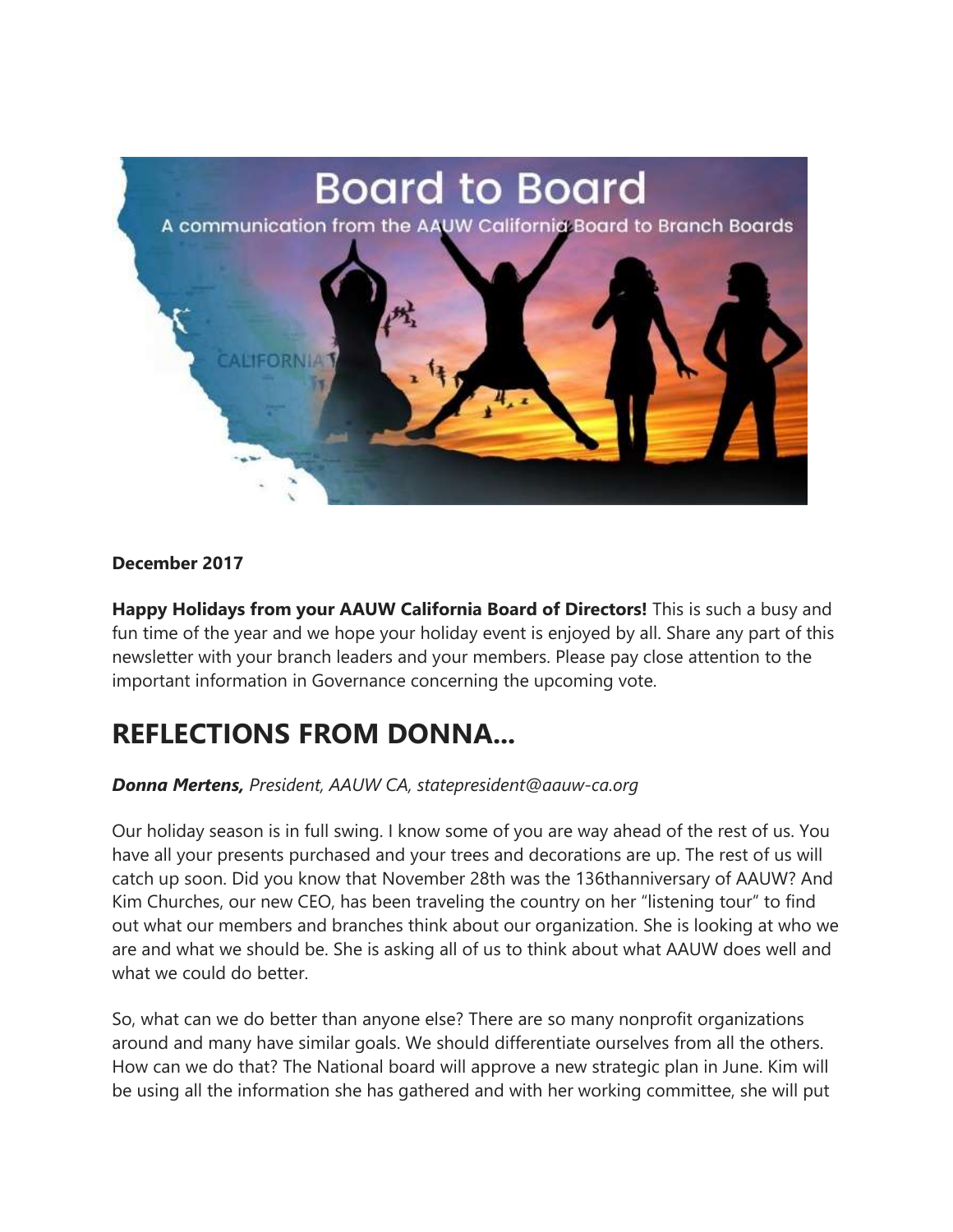**December 2017**

**Happy Holidays from your AAUW California Board of Directors!** This is such a busy and fun time of the year and we hope your holiday event is enjoyed by all. Share any part of this newsletter with your branch leaders and your members. Please pay close attention to the important information in Governance concerning the upcoming vote.

# REFLECTIONS FROM DONNA...

***Donna Mertens,*** *President, AAUW CA, statepresident@aauw-ca.org*

Our holiday season is in full swing. I know some of you are way ahead of the rest of us. You have all your presents purchased and your trees and decorations are up. The rest of us will catch up soon. Did you know that November 28th was the 136thanniversary of AAUW? And Kim Churches, our new CEO, has been traveling the country on her "listening tour" to find out what our members and branches think about our organization. She is looking at who we are and what we should be. She is asking all of us to think about what AAUW does well and what we could do better.

So, what can we do better than anyone else? There are so many nonprofit organizations around and many have similar goals. We should differentiate ourselves from all the others. How can we do that? The National board will approve a new strategic plan in June. Kim will be using all the information she has gathered and with her working committee, she will put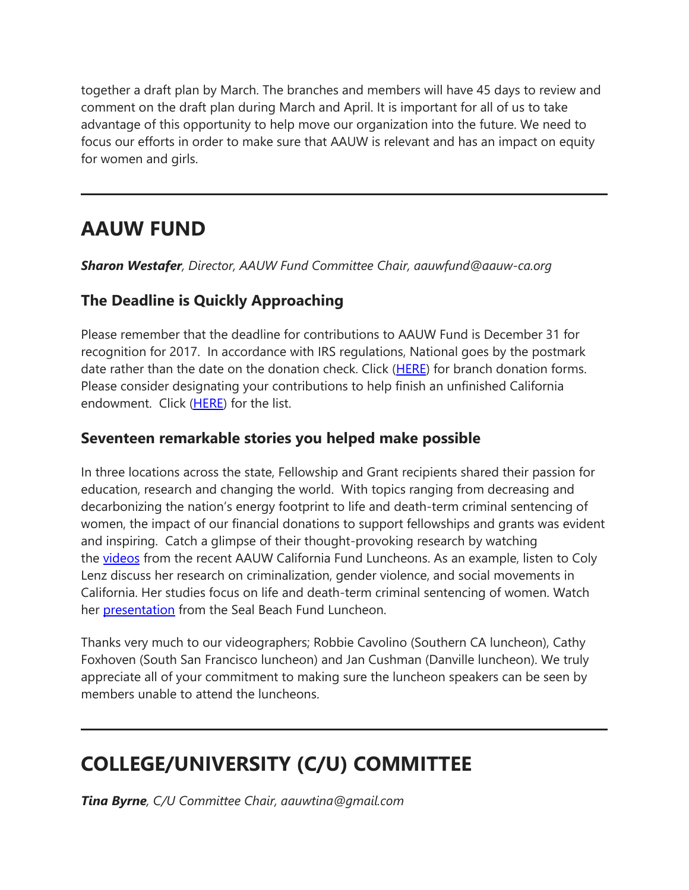together a draft plan by March. The branches and members will have 45 days to review and comment on the draft plan during March and April. It is important for all of us to take advantage of this opportunity to help move our organization into the future. We need to focus our efforts in order to make sure that AAUW is relevant and has an impact on equity for women and girls.

---

# AAUW FUND

***Sharon Westafer**, Director, AAUW Fund Committee Chair, aauwfund@aauw-ca.org*

### The Deadline is Quickly Approaching

Please remember that the deadline for contributions to AAUW Fund is December 31 for recognition for 2017. In accordance with IRS regulations, National goes by the postmark date rather than the date on the donation check. Click (HERE) for branch donation forms. Please consider designating your contributions to help finish an unfinished California endowment. Click (HERE) for the list.

### Seventeen remarkable stories you helped make possible

In three locations across the state, Fellowship and Grant recipients shared their passion for education, research and changing the world. With topics ranging from decreasing and decarbonizing the nation's energy footprint to life and death-term criminal sentencing of women, the impact of our financial donations to support fellowships and grants was evident and inspiring. Catch a glimpse of their thought-provoking research by watching the videos from the recent AAUW California Fund Luncheons. As an example, listen to Coly Lenz discuss her research on criminalization, gender violence, and social movements in California. Her studies focus on life and death-term criminal sentencing of women. Watch her presentation from the Seal Beach Fund Luncheon.

Thanks very much to our videographers; Robbie Cavolino (Southern CA luncheon), Cathy Foxhoven (South San Francisco luncheon) and Jan Cushman (Danville luncheon). We truly appreciate all of your commitment to making sure the luncheon speakers can be seen by members unable to attend the luncheons.

---

# COLLEGE/UNIVERSITY (C/U) COMMITTEE

***Tina Byrne**, C/U Committee Chair, aauwtina@gmail.com*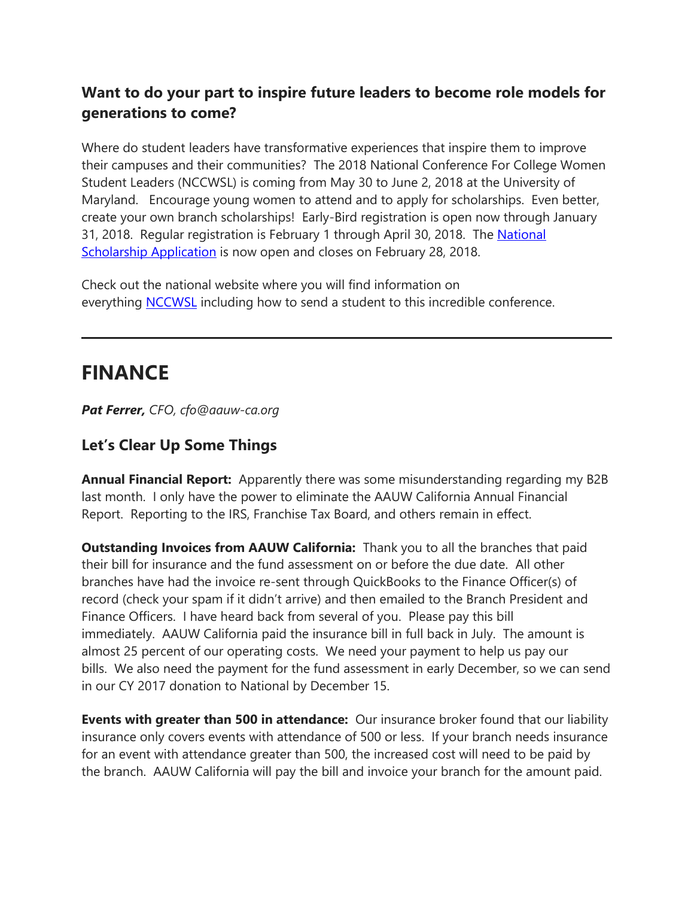### Want to do your part to inspire future leaders to become role models for generations to come?

Where do student leaders have transformative experiences that inspire them to improve their campuses and their communities? The 2018 National Conference For College Women Student Leaders (NCCWSL) is coming from May 30 to June 2, 2018 at the University of Maryland. Encourage young women to attend and to apply for scholarships. Even better, create your own branch scholarships! Early-Bird registration is open now through January 31, 2018. Regular registration is February 1 through April 30, 2018. The National Scholarship Application is now open and closes on February 28, 2018.

Check out the national website where you will find information on everything NCCWSL including how to send a student to this incredible conference.

---

# FINANCE

***Pat Ferrer,*** *CFO, cfo@aauw-ca.org*

### Let's Clear Up Some Things

**Annual Financial Report:** Apparently there was some misunderstanding regarding my B2B last month. I only have the power to eliminate the AAUW California Annual Financial Report. Reporting to the IRS, Franchise Tax Board, and others remain in effect.

**Outstanding Invoices from AAUW California:** Thank you to all the branches that paid their bill for insurance and the fund assessment on or before the due date. All other branches have had the invoice re-sent through QuickBooks to the Finance Officer(s) of record (check your spam if it didn't arrive) and then emailed to the Branch President and Finance Officers. I have heard back from several of you. Please pay this bill immediately. AAUW California paid the insurance bill in full back in July. The amount is almost 25 percent of our operating costs. We need your payment to help us pay our bills. We also need the payment for the fund assessment in early December, so we can send in our CY 2017 donation to National by December 15.

**Events with greater than 500 in attendance:** Our insurance broker found that our liability insurance only covers events with attendance of 500 or less. If your branch needs insurance for an event with attendance greater than 500, the increased cost will need to be paid by the branch. AAUW California will pay the bill and invoice your branch for the amount paid.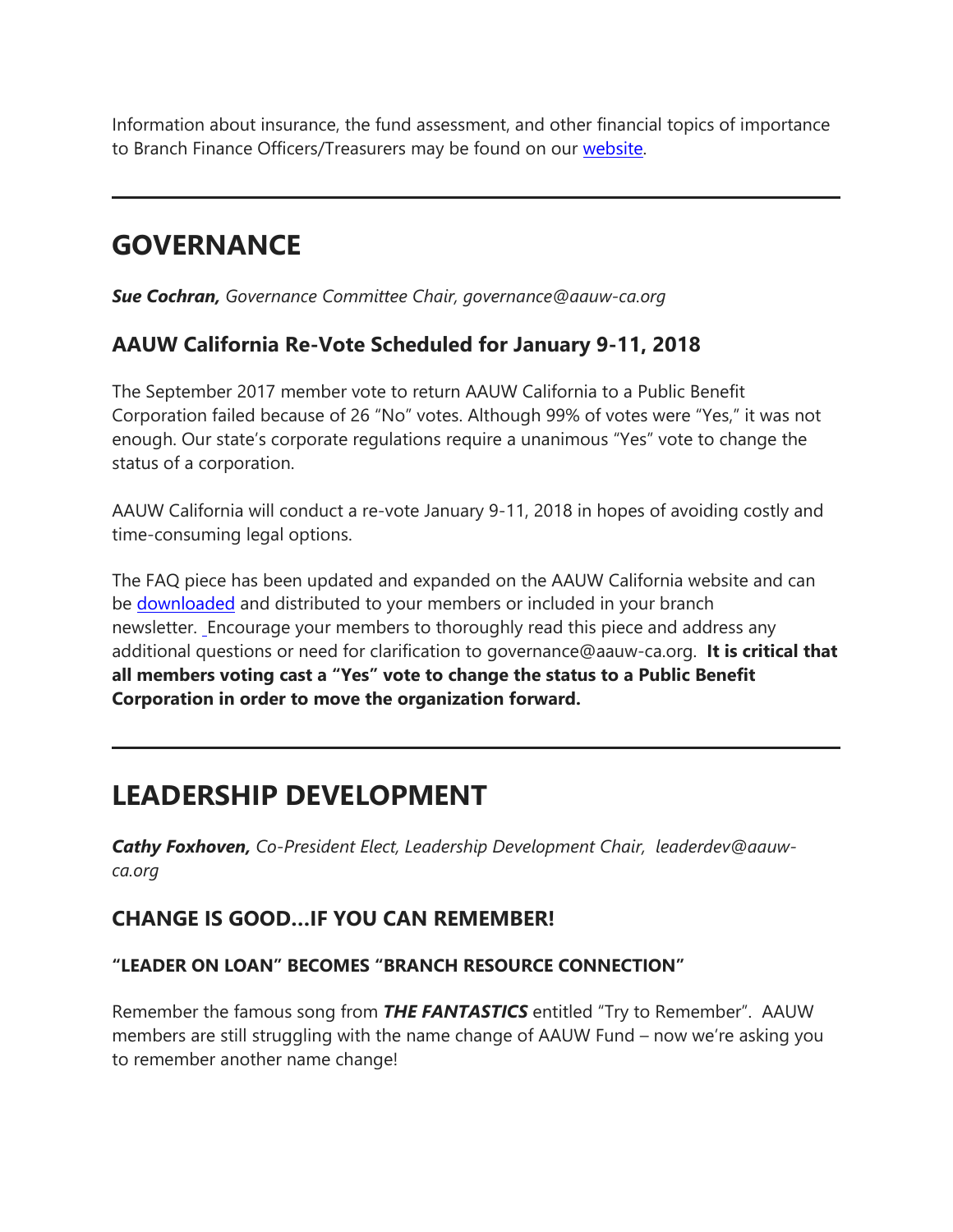Information about insurance, the fund assessment, and other financial topics of importance to Branch Finance Officers/Treasurers may be found on our website.

---

# GOVERNANCE

***Sue Cochran,*** *Governance Committee Chair, governance@aauw-ca.org*

### AAUW California Re-Vote Scheduled for January 9-11, 2018

The September 2017 member vote to return AAUW California to a Public Benefit Corporation failed because of 26 "No" votes. Although 99% of votes were "Yes," it was not enough. Our state's corporate regulations require a unanimous "Yes" vote to change the status of a corporation.

AAUW California will conduct a re-vote January 9-11, 2018 in hopes of avoiding costly and time-consuming legal options.

The FAQ piece has been updated and expanded on the AAUW California website and can be downloaded and distributed to your members or included in your branch newsletter. Encourage your members to thoroughly read this piece and address any additional questions or need for clarification to governance@aauw-ca.org. **It is critical that all members voting cast a "Yes" vote to change the status to a Public Benefit Corporation in order to move the organization forward.**

---

# LEADERSHIP DEVELOPMENT

***Cathy Foxhoven,*** *Co-President Elect, Leadership Development Chair, leaderdev@aauw-ca.org*

### CHANGE IS GOOD…IF YOU CAN REMEMBER!

#### "LEADER ON LOAN" BECOMES "BRANCH RESOURCE CONNECTION"

Remember the famous song from ***THE FANTASTICS*** entitled "Try to Remember". AAUW members are still struggling with the name change of AAUW Fund – now we're asking you to remember another name change!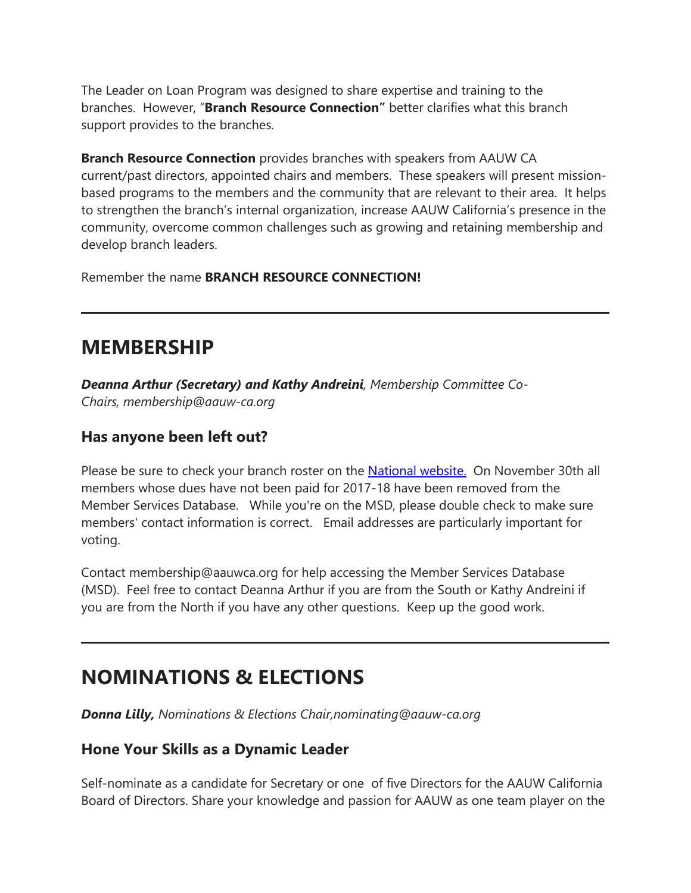The Leader on Loan Program was designed to share expertise and training to the branches. However, "**Branch Resource Connection"** better clarifies what this branch support provides to the branches.

**Branch Resource Connection** provides branches with speakers from AAUW CA current/past directors, appointed chairs and members. These speakers will present mission-based programs to the members and the community that are relevant to their area. It helps to strengthen the branch's internal organization, increase AAUW California's presence in the community, overcome common challenges such as growing and retaining membership and develop branch leaders.

Remember the name **BRANCH RESOURCE CONNECTION!**

---

## MEMBERSHIP

***Deanna Arthur (Secretary) and Kathy Andreini****, Membership Committee Co-Chairs, membership@aauw-ca.org*

### Has anyone been left out?

Please be sure to check your branch roster on the [National website.](#) On November 30th all members whose dues have not been paid for 2017-18 have been removed from the Member Services Database. While you're on the MSD, please double check to make sure members' contact information is correct. Email addresses are particularly important for voting.

Contact membership@aauwca.org for help accessing the Member Services Database (MSD). Feel free to contact Deanna Arthur if you are from the South or Kathy Andreini if you are from the North if you have any other questions. Keep up the good work.

---

## NOMINATIONS & ELECTIONS

***Donna Lilly,*** *Nominations & Elections Chair,nominating@aauw-ca.org*

### Hone Your Skills as a Dynamic Leader

Self-nominate as a candidate for Secretary or one of five Directors for the AAUW California Board of Directors. Share your knowledge and passion for AAUW as one team player on the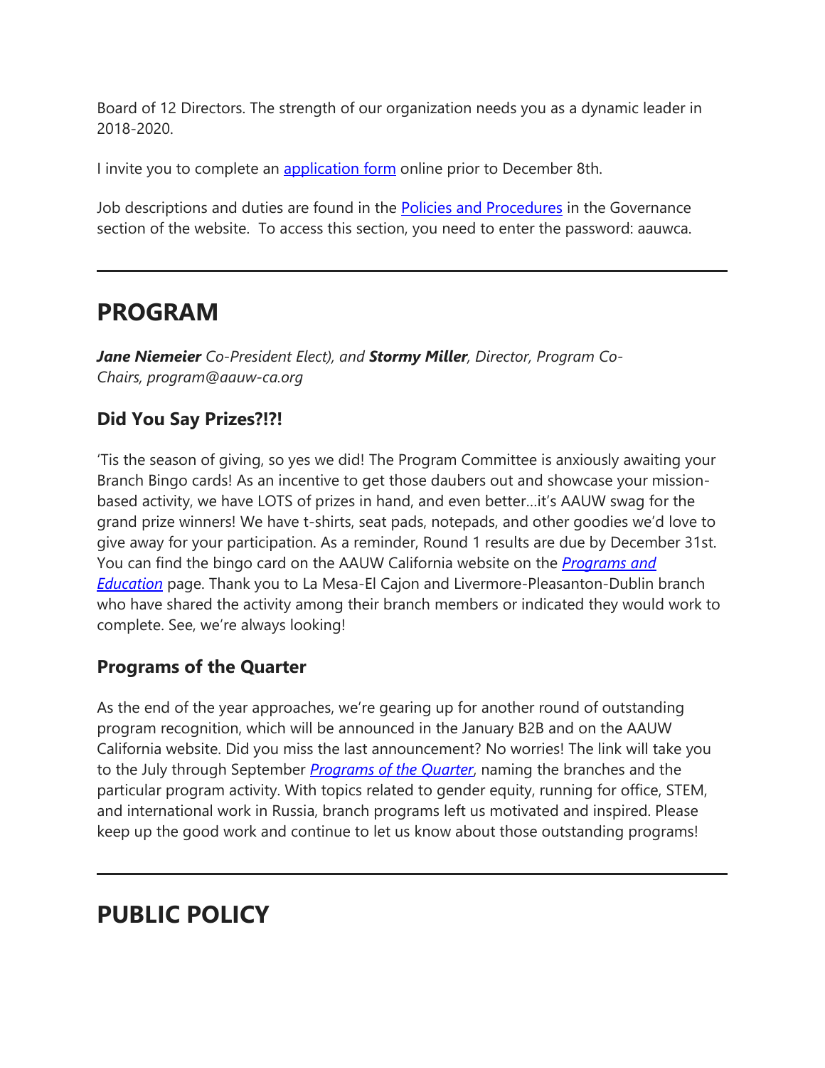Board of 12 Directors. The strength of our organization needs you as a dynamic leader in 2018-2020.

I invite you to complete an application form online prior to December 8th.

Job descriptions and duties are found in the Policies and Procedures in the Governance section of the website. To access this section, you need to enter the password: aauwca.

---

# PROGRAM

***Jane Niemeier** Co-President Elect), and **Stormy Miller**, Director, Program Co-Chairs, program@aauw-ca.org*

### Did You Say Prizes?!?!

'Tis the season of giving, so yes we did! The Program Committee is anxiously awaiting your Branch Bingo cards! As an incentive to get those daubers out and showcase your mission-based activity, we have LOTS of prizes in hand, and even better…it's AAUW swag for the grand prize winners! We have t-shirts, seat pads, notepads, and other goodies we'd love to give away for your participation. As a reminder, Round 1 results are due by December 31st. You can find the bingo card on the AAUW California website on the *Programs and Education* page. Thank you to La Mesa-El Cajon and Livermore-Pleasanton-Dublin branch who have shared the activity among their branch members or indicated they would work to complete. See, we're always looking!

### Programs of the Quarter

As the end of the year approaches, we're gearing up for another round of outstanding program recognition, which will be announced in the January B2B and on the AAUW California website. Did you miss the last announcement? No worries! The link will take you to the July through September *Programs of the Quarter*, naming the branches and the particular program activity. With topics related to gender equity, running for office, STEM, and international work in Russia, branch programs left us motivated and inspired. Please keep up the good work and continue to let us know about those outstanding programs!

---

# PUBLIC POLICY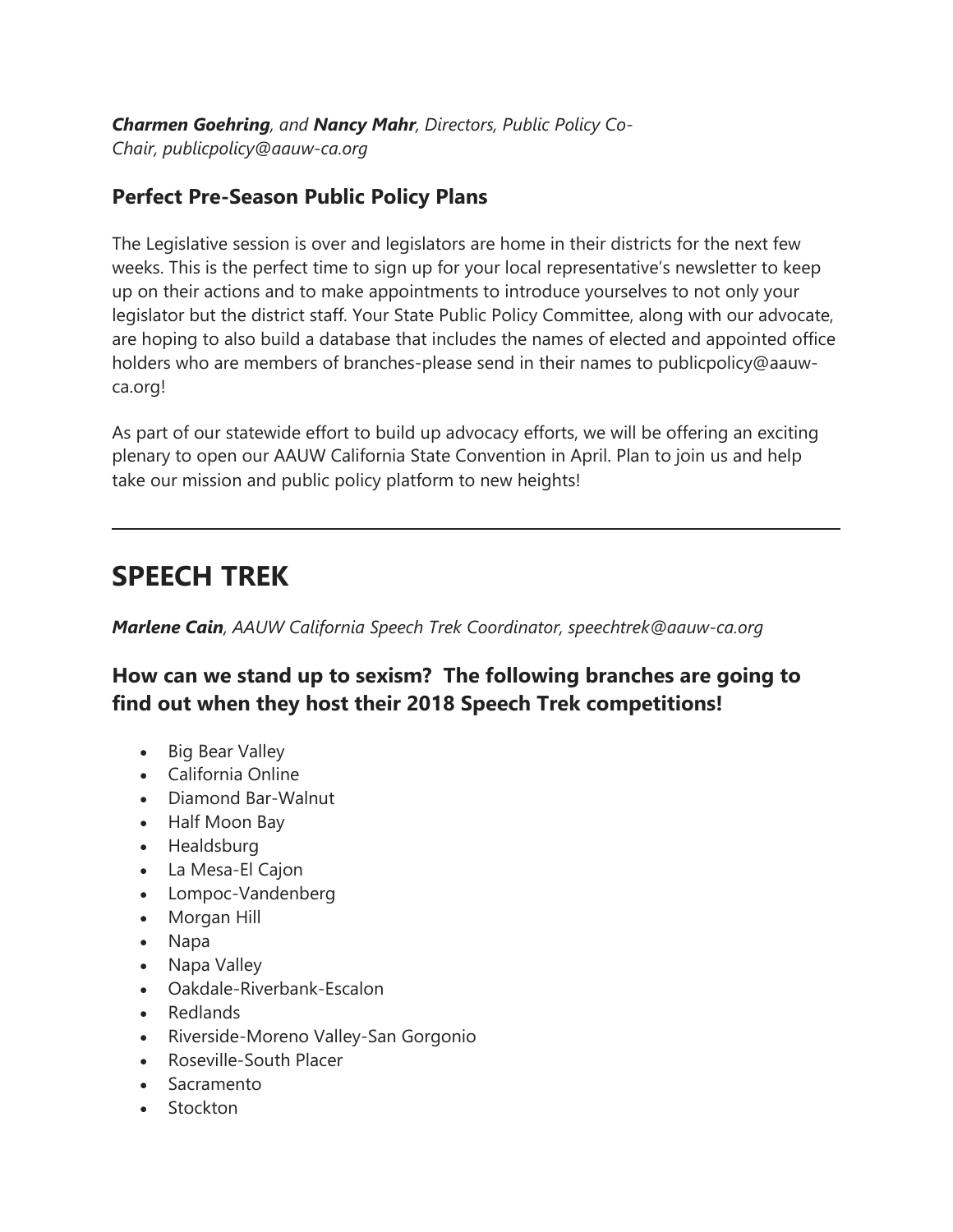***Charmen Goehring**, and **Nancy Mahr**, Directors, Public Policy Co-Chair, publicpolicy@aauw-ca.org*

### Perfect Pre-Season Public Policy Plans

The Legislative session is over and legislators are home in their districts for the next few weeks. This is the perfect time to sign up for your local representative's newsletter to keep up on their actions and to make appointments to introduce yourselves to not only your legislator but the district staff. Your State Public Policy Committee, along with our advocate, are hoping to also build a database that includes the names of elected and appointed office holders who are members of branches-please send in their names to publicpolicy@aauw-ca.org!

As part of our statewide effort to build up advocacy efforts, we will be offering an exciting plenary to open our AAUW California State Convention in April. Plan to join us and help take our mission and public policy platform to new heights!

---

# SPEECH TREK

***Marlene Cain**, AAUW California Speech Trek Coordinator, speechtrek@aauw-ca.org*

### How can we stand up to sexism? The following branches are going to find out when they host their 2018 Speech Trek competitions!

- Big Bear Valley
- California Online
- Diamond Bar-Walnut
- Half Moon Bay
- Healdsburg
- La Mesa-El Cajon
- Lompoc-Vandenberg
- Morgan Hill
- Napa
- Napa Valley
- Oakdale-Riverbank-Escalon
- Redlands
- Riverside-Moreno Valley-San Gorgonio
- Roseville-South Placer
- Sacramento
- Stockton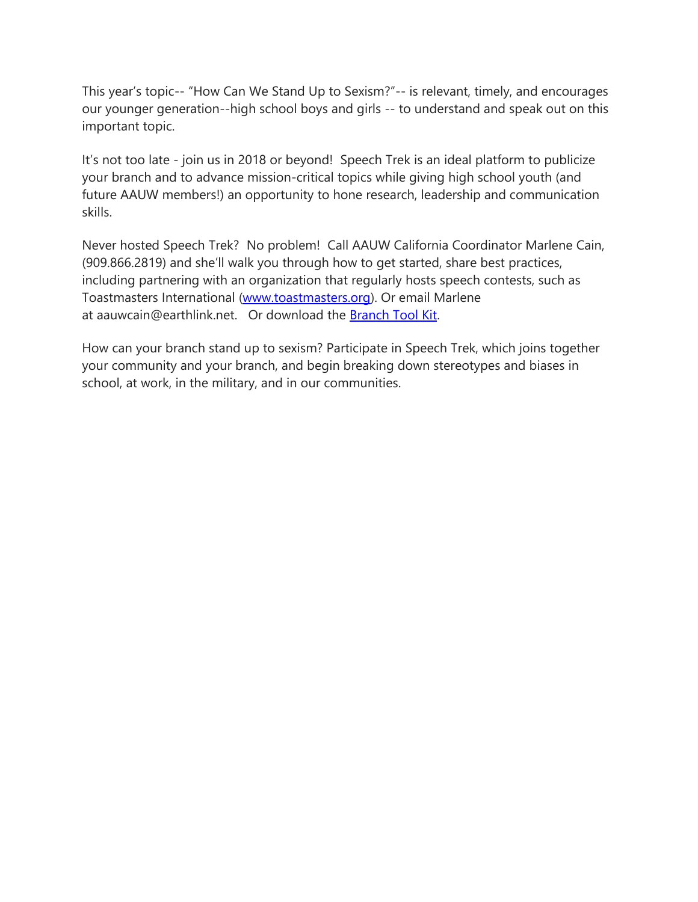This year's topic-- "How Can We Stand Up to Sexism?"-- is relevant, timely, and encourages our younger generation--high school boys and girls -- to understand and speak out on this important topic.

It's not too late - join us in 2018 or beyond! Speech Trek is an ideal platform to publicize your branch and to advance mission-critical topics while giving high school youth (and future AAUW members!) an opportunity to hone research, leadership and communication skills.

Never hosted Speech Trek? No problem! Call AAUW California Coordinator Marlene Cain, (909.866.2819) and she'll walk you through how to get started, share best practices, including partnering with an organization that regularly hosts speech contests, such as Toastmasters International (www.toastmasters.org). Or email Marlene at aauwcain@earthlink.net. Or download the Branch Tool Kit.

How can your branch stand up to sexism? Participate in Speech Trek, which joins together your community and your branch, and begin breaking down stereotypes and biases in school, at work, in the military, and in our communities.